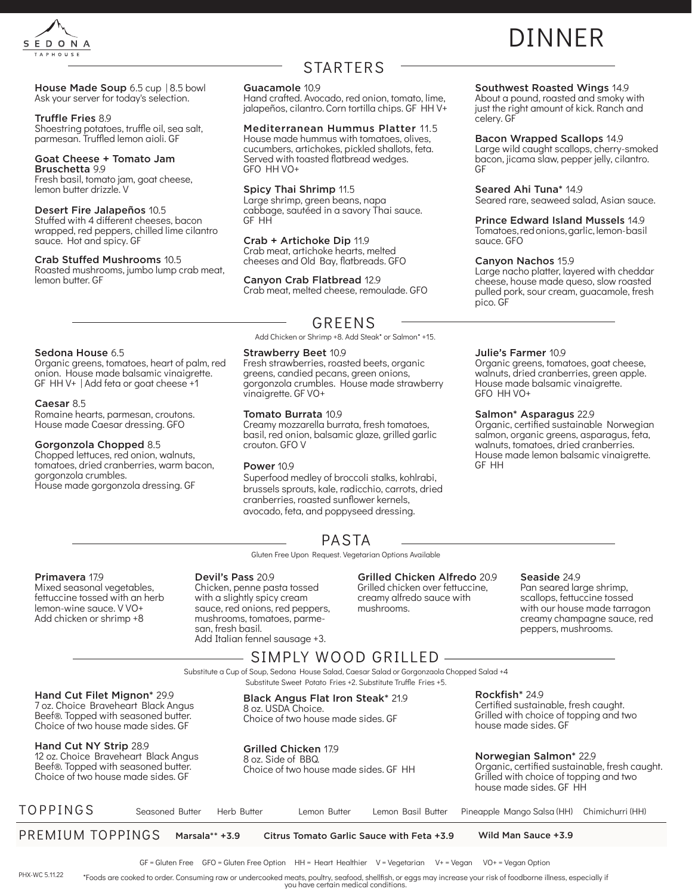SEDONA TAPHOUSE

# DINNER

## STARTERS

**House Made Soup** 6.5 cup | 8.5 bowl
Ask your server for today's selection.

**Truffle Fries** 8.9
Shoestring potatoes, truffle oil, sea salt, parmesan. Truffled lemon aioli. GF

**Goat Cheese + Tomato Jam Bruschetta** 9.9
Fresh basil, tomato jam, goat cheese, lemon butter drizzle. V

**Desert Fire Jalapeños** 10.5
Stuffed with 4 different cheeses, bacon wrapped, red peppers, chilled lime cilantro sauce. Hot and spicy. GF

**Crab Stuffed Mushrooms** 10.5
Roasted mushrooms, jumbo lump crab meat, lemon butter. GF

**Guacamole** 10.9
Hand crafted. Avocado, red onion, tomato, lime, jalapeños, cilantro. Corn tortilla chips. GF HH V+

**Mediterranean Hummus Platter** 11.5
House made hummus with tomatoes, olives, cucumbers, artichokes, pickled shallots, feta. Served with toasted flatbread wedges. GFO HH VO+

**Spicy Thai Shrimp** 11.5
Large shrimp, green beans, napa cabbage, sautéed in a savory Thai sauce. GF HH

**Crab + Artichoke Dip** 11.9
Crab meat, artichoke hearts, melted cheeses and Old Bay, flatbreads. GFO

**Canyon Crab Flatbread** 12.9
Crab meat, melted cheese, remoulade. GFO

**Southwest Roasted Wings** 14.9
About a pound, roasted and smoky with just the right amount of kick. Ranch and celery. GF

**Bacon Wrapped Scallops** 14.9
Large wild caught scallops, cherry-smoked bacon, jicama slaw, pepper jelly, cilantro. GF

**Seared Ahi Tuna*** 14.9
Seared rare, seaweed salad, Asian sauce.

**Prince Edward Island Mussels** 14.9
Tomatoes, red onions, garlic, lemon-basil sauce. GFO

**Canyon Nachos** 15.9
Large nacho platter, layered with cheddar cheese, house made queso, slow roasted pulled pork, sour cream, guacamole, fresh pico. GF

## GREENS

Add Chicken or Shrimp +8. Add Steak* or Salmon* +15.

**Sedona House** 6.5
Organic greens, tomatoes, heart of palm, red onion. House made balsamic vinaigrette. GF HH V+ | Add feta or goat cheese +1

**Caesar** 8.5
Romaine hearts, parmesan, croutons. House made Caesar dressing. GFO

**Gorgonzola Chopped** 8.5
Chopped lettuces, red onion, walnuts, tomatoes, dried cranberries, warm bacon, gorgonzola crumbles.
House made gorgonzola dressing. GF

**Strawberry Beet** 10.9
Fresh strawberries, roasted beets, organic greens, candied pecans, green onions, gorgonzola crumbles. House made strawberry vinaigrette. GF VO+

**Tomato Burrata** 10.9
Creamy mozzarella burrata, fresh tomatoes, basil, red onion, balsamic glaze, grilled garlic crouton. GFO V

**Power** 10.9
Superfood medley of broccoli stalks, kohlrabi, brussels sprouts, kale, radicchio, carrots, dried cranberries, roasted sunflower kernels, avocado, feta, and poppyseed dressing.

**Julie's Farmer** 10.9
Organic greens, tomatoes, goat cheese, walnuts, dried cranberries, green apple. House made balsamic vinaigrette. GFO HH VO+

**Salmon* Asparagus** 22.9
Organic, certified sustainable Norwegian salmon, organic greens, asparagus, feta, walnuts, tomatoes, dried cranberries. House made lemon balsamic vinaigrette. GF HH

## PASTA

Gluten Free Upon Request. Vegetarian Options Available

**Primavera** 17.9
Mixed seasonal vegetables, fettuccine tossed with an herb lemon-wine sauce. V VO+
Add chicken or shrimp +8

**Devil's Pass** 20.9
Chicken, penne pasta tossed with a slightly spicy cream sauce, red onions, red peppers, mushrooms, tomatoes, parmesan, fresh basil.
Add Italian fennel sausage +3.

**Grilled Chicken Alfredo** 20.9
Grilled chicken over fettuccine, creamy alfredo sauce with mushrooms.

**Seaside** 24.9
Pan seared large shrimp, scallops, fettuccine tossed with our house made tarragon creamy champagne sauce, red peppers, mushrooms.

## SIMPLY WOOD GRILLED

Substitute a Cup of Soup, Sedona House Salad, Caesar Salad or Gorgonzaola Chopped Salad +4
Substitute Sweet Potato Fries +2. Substitute Truffle Fries +5.

**Hand Cut Filet Mignon*** 29.9
7 oz. Choice Braveheart Black Angus Beef®. Topped with seasoned butter. Choice of two house made sides. GF

**Hand Cut NY Strip** 28.9
12 oz. Choice Braveheart Black Angus Beef®. Topped with seasoned butter. Choice of two house made sides. GF

**Black Angus Flat Iron Steak*** 21.9
8 oz. USDA Choice.
Choice of two house made sides. GF

**Grilled Chicken** 17.9
8 oz. Side of BBQ.
Choice of two house made sides. GF HH

**Rockfish*** 24.9
Certified sustainable, fresh caught. Grilled with choice of topping and two house made sides. GF

**Norwegian Salmon*** 22.9
Organic, certified sustainable, fresh caught. Grilled with choice of topping and two house made sides. GF HH

## TOPPINGS

Seasoned Butter | Herb Butter | Lemon Butter | Lemon Basil Butter | Pineapple Mango Salsa (HH) | Chimichurri (HH)

## PREMIUM TOPPINGS

**Marsala** +3.9 | **Citrus Tomato Garlic Sauce with Feta** +3.9 | **Wild Man Sauce** +3.9

GF = Gluten Free GFO = Gluten Free Option HH = Heart Healthier V = Vegetarian V+ = Vegan VO+ = Vegan Option

PHX-WC 5.11.22

*Foods are cooked to order. Consuming raw or undercooked meats, poultry, seafood, shellfish, or eggs may increase your risk of foodborne illness, especially if you have certain medical conditions.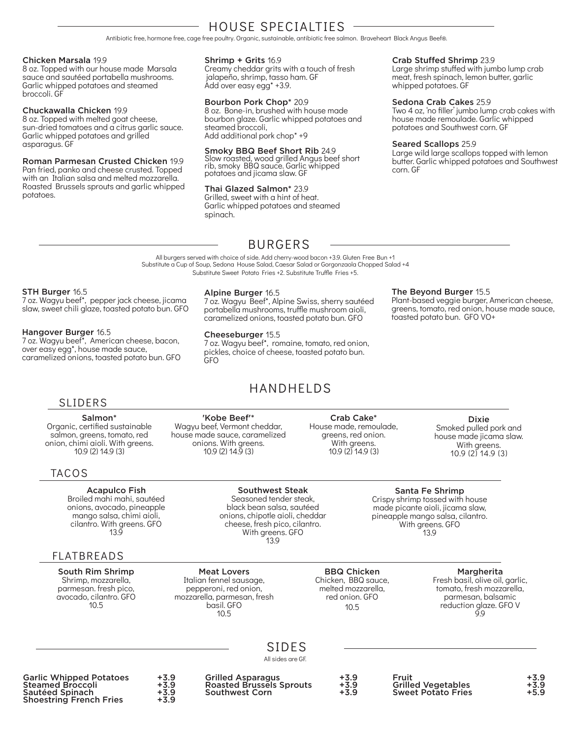# HOUSE SPECIALTIES

Antibiotic free, hormone free, cage free poultry. Organic, sustainable, antibiotic free salmon. Braveheart Black Angus Beef®.

**Chicken Marsala** 19.9
8 oz. Topped with our house made Marsala sauce and sautéed portabella mushrooms. Garlic whipped potatoes and steamed broccoli. GF

**Chuckawalla Chicken** 19.9
8 oz. Topped with melted goat cheese, sun-dried tomatoes and a citrus garlic sauce. Garlic whipped potatoes and grilled asparagus. GF

**Roman Parmesan Crusted Chicken** 19.9
Pan fried, panko and cheese crusted. Topped with an Italian salsa and melted mozzarella. Roasted Brussels sprouts and garlic whipped potatoes.

**Shrimp + Grits** 16.9
Creamy cheddar grits with a touch of fresh jalapeño, shrimp, tasso ham. GF
Add over easy egg* +3.9.

**Bourbon Pork Chop*** 20.9
8 oz. Bone-in, brushed with house made bourbon glaze. Garlic whipped potatoes and steamed broccoli,
Add additional pork chop* +9

**Smoky BBQ Beef Short Rib** 24.9
Slow roasted, wood grilled Angus beef short rib, smoky BBQ sauce. Garlic whipped potatoes and jicama slaw. GF

**Thai Glazed Salmon*** 23.9
Grilled, sweet with a hint of heat. Garlic whipped potatoes and steamed spinach.

**Crab Stuffed Shrimp** 23.9
Large shrimp stuffed with jumbo lump crab meat, fresh spinach, lemon butter, garlic whipped potatoes. GF

**Sedona Crab Cakes** 25.9
Two 4 oz, 'no filler' jumbo lump crab cakes with house made remoulade. Garlic whipped potatoes and Southwest corn. GF

**Seared Scallops** 25.9
Large wild large scallops topped with lemon butter. Garlic whipped potatoes and Southwest corn. GF

# BURGERS

All burgers served with choice of side. Add cherry-wood bacon +3.9. Gluten Free Bun +1
Substitute a Cup of Soup, Sedona House Salad, Caesar Salad or Gorgonzaola Chopped Salad +4
Substitute Sweet Potato Fries +2. Substitute Truffle Fries +5.

**STH Burger** 16.5
7 oz. Wagyu beef*, pepper jack cheese, jicama slaw, sweet chili glaze, toasted potato bun. GFO

**Hangover Burger** 16.5
7 oz. Wagyu beef*, American cheese, bacon, over easy egg*, house made sauce, caramelized onions, toasted potato bun. GFO

**Alpine Burger** 16.5
7 oz. Wagyu Beef*, Alpine Swiss, sherry sautéed portabella mushrooms, truffle mushroom aioli, caramelized onions, toasted potato bun. GFO

**Cheeseburger** 15.5
7 oz. Wagyu beef*, romaine, tomato, red onion, pickles, choice of cheese, toasted potato bun. GFO

**The Beyond Burger** 15.5
Plant-based veggie burger, American cheese, greens, tomato, red onion, house made sauce, toasted potato bun. GFO VO+

# HANDHELDS

## SLIDERS

**Salmon***
Organic, certified sustainable salmon, greens, tomato, red onion, chimi aioli. With greens.
10.9 (2) 14.9 (3)

**'Kobe Beef'***
Wagyu beef, Vermont cheddar, house made sauce, caramelized onions. With greens.
10.9 (2) 14.9 (3)

**Crab Cake***
House made, remoulade, greens, red onion. With greens.
10.9 (2) 14.9 (3)

**Dixie**
Smoked pulled pork and house made jicama slaw. With greens.
10.9 (2) 14.9 (3)

## TACOS

**Acapulco Fish**
Broiled mahi mahi, sautéed onions, avocado, pineapple mango salsa, chimi aioli, cilantro. With greens. GFO
13.9

**Southwest Steak**
Seasoned tender steak, black bean salsa, sautéed onions, chipotle aioli, cheddar cheese, fresh pico, cilantro. With greens. GFO
13.9

**Santa Fe Shrimp**
Crispy shrimp tossed with house made picante aioli, jicama slaw, pineapple mango salsa, cilantro. With greens. GFO
13.9

## FLATBREADS

**South Rim Shrimp**
Shrimp, mozzarella, parmesan. fresh pico, avocado, cilantro. GFO
10.5

**Meat Lovers**
Italian fennel sausage, pepperoni, red onion, mozzarella, parmesan, fresh basil. GFO
10.5

**BBQ Chicken**
Chicken, BBQ sauce, melted mozzarella, red onion. GFO
10.5

**Margherita**
Fresh basil, olive oil, garlic, tomato, fresh mozzarella, parmesan, balsamic reduction glaze. GFO V
9.9

# SIDES

All sides are GF.

| Side | Price |
|---|---|
| Garlic Whipped Potatoes | +3.9 |
| Steamed Broccoli | +3.9 |
| Sautéed Spinach | +3.9 |
| Shoestring French Fries | +3.9 |
| Grilled Asparagus | +3.9 |
| Roasted Brussels Sprouts | +3.9 |
| Southwest Corn | +3.9 |
| Fruit | +3.9 |
| Grilled Vegetables | +3.9 |
| Sweet Potato Fries | +5.9 |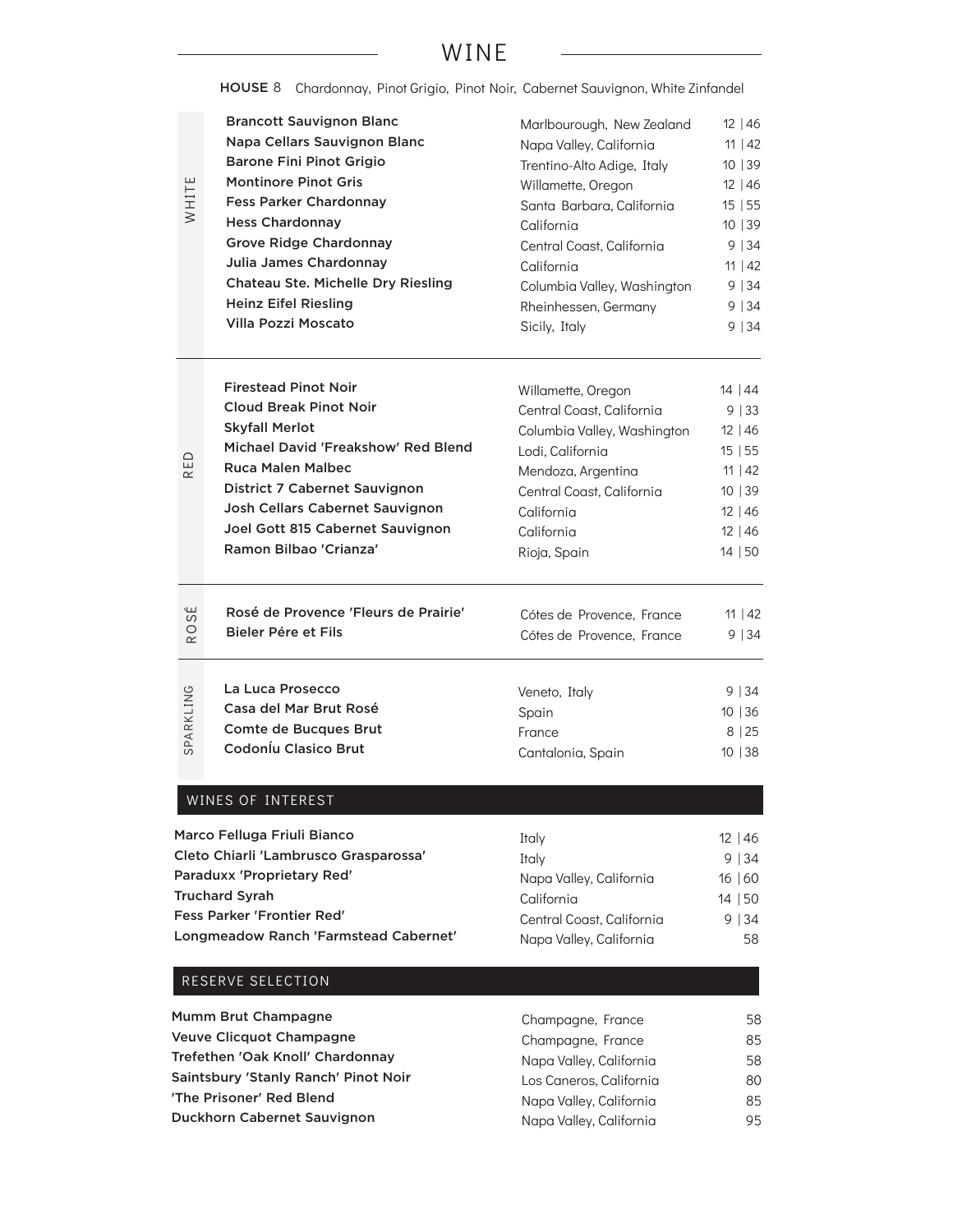# WINE

**HOUSE** 8 Chardonnay, Pinot Grigio, Pinot Noir, Cabernet Sauvignon, White Zinfandel

## WHITE

| Wine | Region | Price |
|---|---|---|
| **Brancott Sauvignon Blanc** | Marlbourough, New Zealand | 12 \| 46 |
| **Napa Cellars Sauvignon Blanc** | Napa Valley, California | 11 \| 42 |
| **Barone Fini Pinot Grigio** | Trentino-Alto Adige, Italy | 10 \| 39 |
| **Montinore Pinot Gris** | Willamette, Oregon | 12 \| 46 |
| **Fess Parker Chardonnay** | Santa Barbara, California | 15 \| 55 |
| **Hess Chardonnay** | California | 10 \| 39 |
| **Grove Ridge Chardonnay** | Central Coast, California | 9 \| 34 |
| **Julia James Chardonnay** | California | 11 \| 42 |
| **Chateau Ste. Michelle Dry Riesling** | Columbia Valley, Washington | 9 \| 34 |
| **Heinz Eifel Riesling** | Rheinhessen, Germany | 9 \| 34 |
| **Villa Pozzi Moscato** | Sicily, Italy | 9 \| 34 |

## RED

| Wine | Region | Price |
|---|---|---|
| **Firestead Pinot Noir** | Willamette, Oregon | 14 \| 44 |
| **Cloud Break Pinot Noir** | Central Coast, California | 9 \| 33 |
| **Skyfall Merlot** | Columbia Valley, Washington | 12 \| 46 |
| **Michael David 'Freakshow' Red Blend** | Lodi, California | 15 \| 55 |
| **Ruca Malen Malbec** | Mendoza, Argentina | 11 \| 42 |
| **District 7 Cabernet Sauvignon** | Central Coast, California | 10 \| 39 |
| **Josh Cellars Cabernet Sauvignon** | California | 12 \| 46 |
| **Joel Gott 815 Cabernet Sauvignon** | California | 12 \| 46 |
| **Ramon Bilbao 'Crianza'** | Rioja, Spain | 14 \| 50 |

## ROSÉ

| Wine | Region | Price |
|---|---|---|
| **Rosé de Provence 'Fleurs de Prairie'** | Cótes de Provence, France | 11 \| 42 |
| **Bieler Pére et Fils** | Cótes de Provence, France | 9 \| 34 |

## SPARKLING

| Wine | Region | Price |
|---|---|---|
| **La Luca Prosecco** | Veneto, Italy | 9 \| 34 |
| **Casa del Mar Brut Rosé** | Spain | 10 \| 36 |
| **Comte de Bucques Brut** | France | 8 \| 25 |
| **Codonĺu Clasico Brut** | Cantalonia, Spain | 10 \| 38 |

## WINES OF INTEREST

| Wine | Region | Price |
|---|---|---|
| **Marco Felluga Friuli Bianco** | Italy | 12 \| 46 |
| **Cleto Chiarli 'Lambrusco Grasparossa'** | Italy | 9 \| 34 |
| **Paraduxx 'Proprietary Red'** | Napa Valley, California | 16 \| 60 |
| **Truchard Syrah** | California | 14 \| 50 |
| **Fess Parker 'Frontier Red'** | Central Coast, California | 9 \| 34 |
| **Longmeadow Ranch 'Farmstead Cabernet'** | Napa Valley, California | 58 |

## RESERVE SELECTION

| Wine | Region | Price |
|---|---|---|
| **Mumm Brut Champagne** | Champagne, France | 58 |
| **Veuve Clicquot Champagne** | Champagne, France | 85 |
| **Trefethen 'Oak Knoll' Chardonnay** | Napa Valley, California | 58 |
| **Saintsbury 'Stanly Ranch' Pinot Noir** | Los Caneros, California | 80 |
| **'The Prisoner' Red Blend** | Napa Valley, California | 85 |
| **Duckhorn Cabernet Sauvignon** | Napa Valley, California | 95 |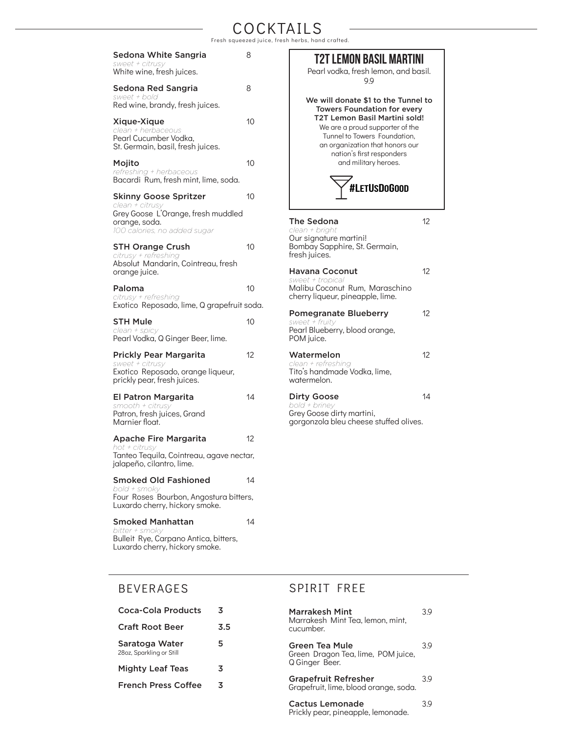# COCKTAILS

Fresh squeezed juice, fresh herbs, hand crafted.

**Sedona White Sangria** 8
*sweet + citrusy*
White wine, fresh juices.

**Sedona Red Sangria** 8
*sweet + bold*
Red wine, brandy, fresh juices.

**Xique-Xique** 10
*clean + herbaceous*
Pearl Cucumber Vodka, St. Germain, basil, fresh juices.

**Mojito** 10
*refreshing + herbaceous*
Bacardi Rum, fresh mint, lime, soda.

**Skinny Goose Spritzer** 10
*clean + citrusy*
Grey Goose L'Orange, fresh muddled orange, soda.
*100 calories, no added sugar*

**STH Orange Crush** 10
*citrusy + refreshing*
Absolut Mandarin, Cointreau, fresh orange juice.

**Paloma** 10
*citrusy + refreshing*
Exotico Reposado, lime, Q grapefruit soda.

**STH Mule** 10
*clean + spicy*
Pearl Vodka, Q Ginger Beer, lime.

**Prickly Pear Margarita** 12
*sweet + citrusy*
Exotico Reposado, orange liqueur, prickly pear, fresh juices.

**El Patron Margarita** 14
*smooth + citrusy*
Patron, fresh juices, Grand Marnier float.

**Apache Fire Margarita** 12
*hot + citrusy*
Tanteo Tequila, Cointreau, agave nectar, jalapeño, cilantro, lime.

**Smoked Old Fashioned** 14
*bold + smoky*
Four Roses Bourbon, Angostura bitters, Luxardo cherry, hickory smoke.

**Smoked Manhattan** 14
*bitter + smoky*
Bulleit Rye, Carpano Antica, bitters, Luxardo cherry, hickory smoke.

## T2T LEMON BASIL MARTINI

Pearl vodka, fresh lemon, and basil.
9.9

**We will donate $1 to the Tunnel to Towers Foundation for every T2T Lemon Basil Martini sold!**
We are a proud supporter of the Tunnel to Towers Foundation, an organization that honors our nation's first responders and military heroes.

**#LetUsDoGood**

**The Sedona** 12
*clean + bright*
Our signature martini!
Bombay Sapphire, St. Germain, fresh juices.

**Havana Coconut** 12
*sweet + tropical*
Malibu Coconut Rum, Maraschino cherry liqueur, pineapple, lime.

**Pomegranate Blueberry** 12
*sweet + fruity*
Pearl Blueberry, blood orange, POM juice.

**Watermelon** 12
*clean + refreshing*
Tito's handmade Vodka, lime, watermelon.

**Dirty Goose** 14
*bold + briney*
Grey Goose dirty martini, gorgonzola bleu cheese stuffed olives.

## BEVERAGES

**Coca-Cola Products** 3

**Craft Root Beer** 3.5

**Saratoga Water** 5
28oz, Sparkling or Still

**Mighty Leaf Teas** 3

**French Press Coffee** 3

## SPIRIT FREE

**Marrakesh Mint** 3.9
Marrakesh Mint Tea, lemon, mint, cucumber.

**Green Tea Mule** 3.9
Green Dragon Tea, lime, POM juice, Q Ginger Beer.

**Grapefruit Refresher** 3.9
Grapefruit, lime, blood orange, soda.

**Cactus Lemonade** 3.9
Prickly pear, pineapple, lemonade.